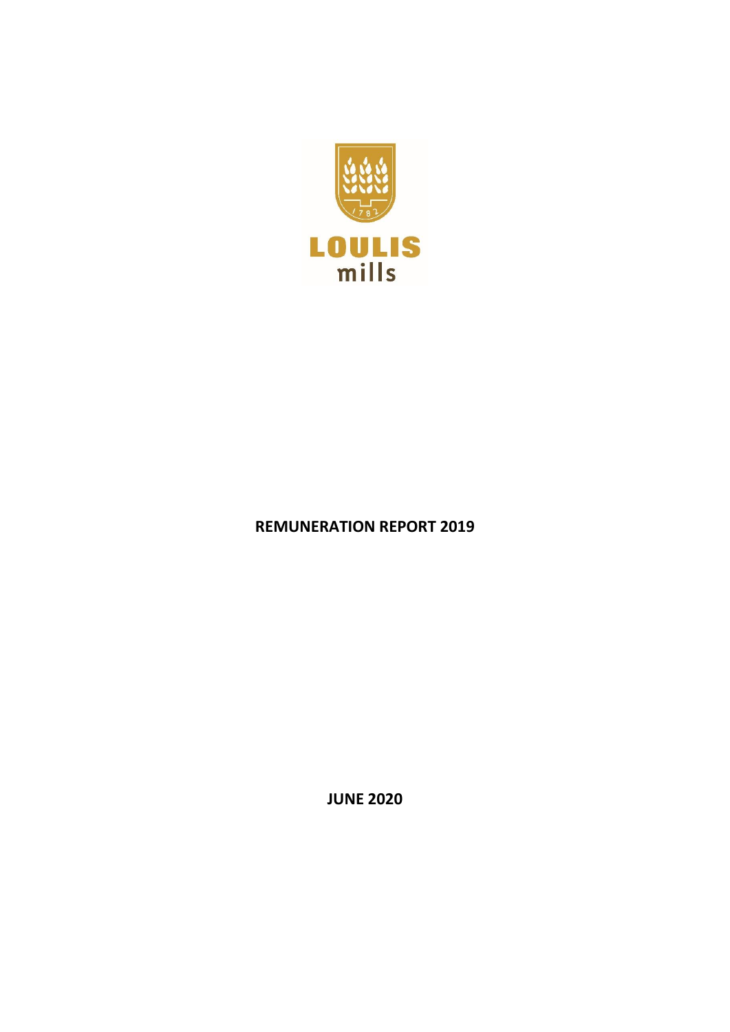LOULIS mills

# REMUNERATION REPORT 2019

**JUNE 2020**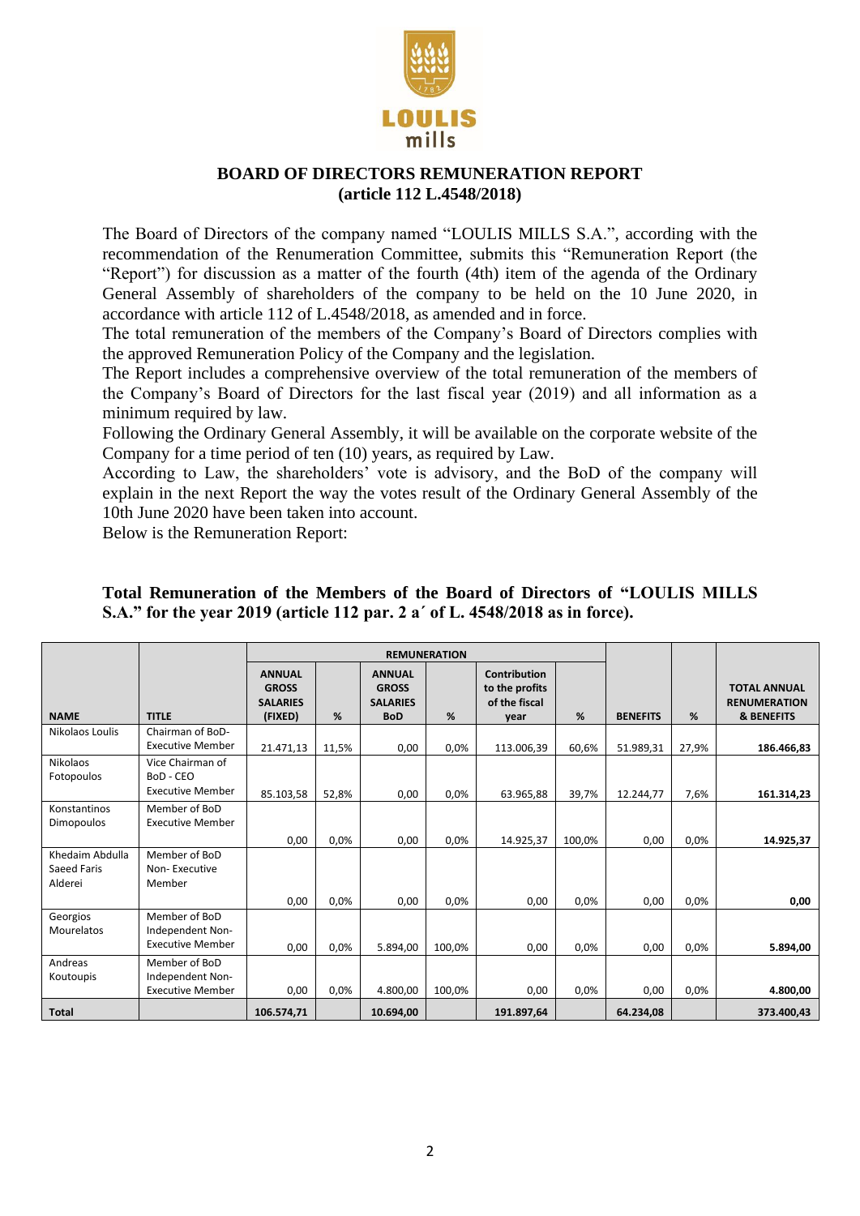## BOARD OF DIRECTORS REMUNERATION REPORT
## (article 112 L.4548/2018)

The Board of Directors of the company named "LOULIS MILLS S.A.", according with the recommendation of the Renumeration Committee, submits this "Remuneration Report (the "Report") for discussion as a matter of the fourth (4th) item of the agenda of the Ordinary General Assembly of shareholders of the company to be held on the 10 June 2020, in accordance with article 112 of L.4548/2018, as amended and in force.

The total remuneration of the members of the Company's Board of Directors complies with the approved Remuneration Policy of the Company and the legislation.

The Report includes a comprehensive overview of the total remuneration of the members of the Company's Board of Directors for the last fiscal year (2019) and all information as a minimum required by law.

Following the Ordinary General Assembly, it will be available on the corporate website of the Company for a time period of ten (10) years, as required by Law.

According to Law, the shareholders' vote is advisory, and the BoD of the company will explain in the next Report the way the votes result of the Ordinary General Assembly of the 10th June 2020 have been taken into account.

Below is the Remuneration Report:

**Total Remuneration of the Members of the Board of Directors of "LOULIS MILLS S.A." for the year 2019 (article 112 par. 2 a΄ of L. 4548/2018 as in force).**

| | | REMUNERATION | | | | | | | | |
|---|---|---|---|---|---|---|---|---|---|---|
| **NAME** | **TITLE** | **ANNUAL GROSS SALARIES (FIXED)** | **%** | **ANNUAL GROSS SALARIES BoD** | **%** | **Contribution to the profits of the fiscal year** | **%** | **BENEFITS** | **%** | **TOTAL ANNUAL RENUMERATION & BENEFITS** |
| Nikolaos Loulis | Chairman of BoD- Executive Member | 21.471,13 | 11,5% | 0,00 | 0,0% | 113.006,39 | 60,6% | 51.989,31 | 27,9% | **186.466,83** |
| Nikolaos Fotopoulos | Vice Chairman of BoD - CEO Executive Member | 85.103,58 | 52,8% | 0,00 | 0,0% | 63.965,88 | 39,7% | 12.244,77 | 7,6% | **161.314,23** |
| Konstantinos Dimopoulos | Member of BoD Executive Member | 0,00 | 0,0% | 0,00 | 0,0% | 14.925,37 | 100,0% | 0,00 | 0,0% | **14.925,37** |
| Khedaim Abdulla Saeed Faris Alderei | Member of BoD Non- Executive Member | 0,00 | 0,0% | 0,00 | 0,0% | 0,00 | 0,0% | 0,00 | 0,0% | **0,00** |
| Georgios Mourelatos | Member of BoD Independent Non-Executive Member | 0,00 | 0,0% | 5.894,00 | 100,0% | 0,00 | 0,0% | 0,00 | 0,0% | **5.894,00** |
| Andreas Koutoupis | Member of BoD Independent Non-Executive Member | 0,00 | 0,0% | 4.800,00 | 100,0% | 0,00 | 0,0% | 0,00 | 0,0% | **4.800,00** |
| **Total** | | **106.574,71** | | **10.694,00** | | **191.897,64** | | **64.234,08** | | **373.400,43** |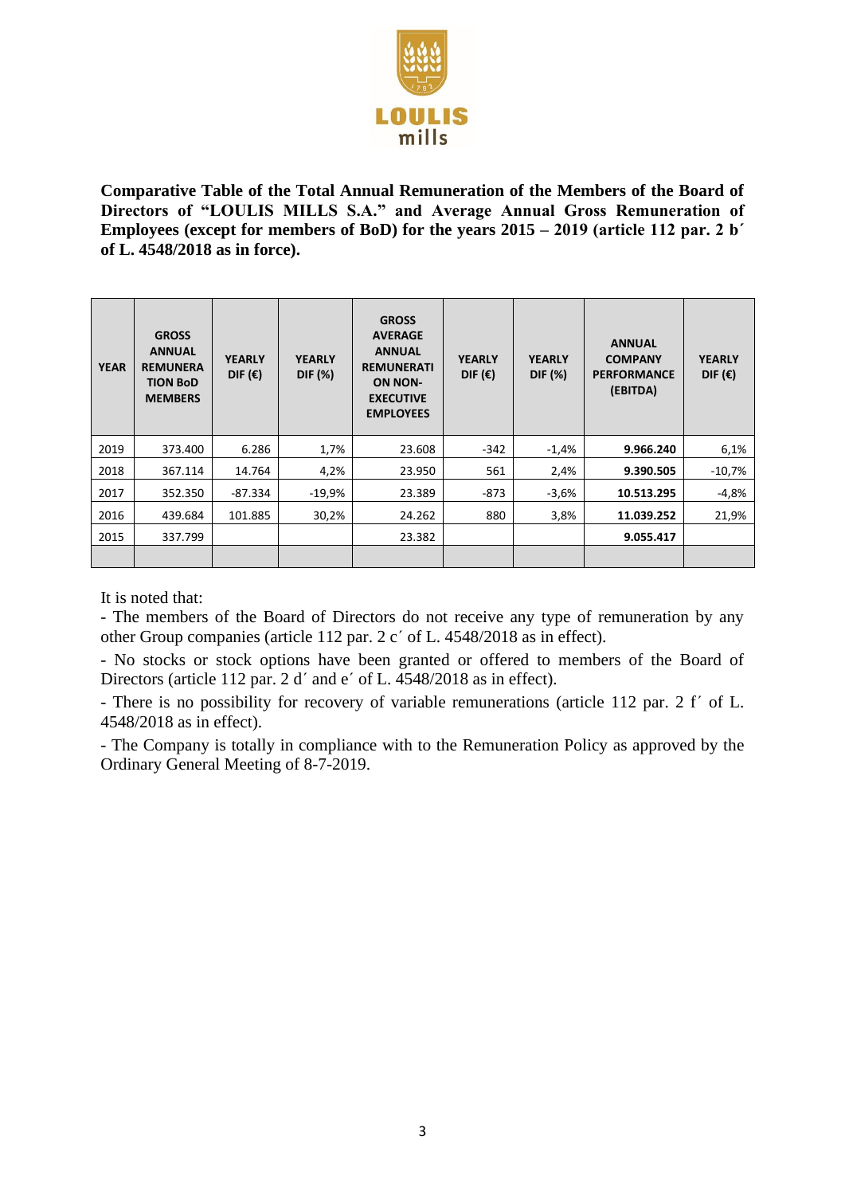**Comparative Table of the Total Annual Remuneration of the Members of the Board of Directors of "LOUIS MILLS S.A." and Average Annual Gross Remuneration of Employees (except for members of BoD) for the years 2015 – 2019 (article 112 par. 2 b΄ of L. 4548/2018 as in force).**

| YEAR | GROSS ANNUAL REMUNERATION BoD MEMBERS | YEARLY DIF (€) | YEARLY DIF (%) | GROSS AVERAGE ANNUAL REMUNERATION NON-EXECUTIVE EMPLOYEES | YEARLY DIF (€) | YEARLY DIF (%) | ANNUAL COMPANY PERFORMANCE (EBITDA) | YEARLY DIF (€) |
|---|---|---|---|---|---|---|---|---|
| 2019 | 373.400 | 6.286 | 1,7% | 23.608 | -342 | -1,4% | **9.966.240** | 6,1% |
| 2018 | 367.114 | 14.764 | 4,2% | 23.950 | 561 | 2,4% | **9.390.505** | -10,7% |
| 2017 | 352.350 | -87.334 | -19,9% | 23.389 | -873 | -3,6% | **10.513.295** | -4,8% |
| 2016 | 439.684 | 101.885 | 30,2% | 24.262 | 880 | 3,8% | **11.039.252** | 21,9% |
| 2015 | 337.799 | | | 23.382 | | | **9.055.417** | |
| | | | | | | | | |

It is noted that:

- The members of the Board of Directors do not receive any type of remuneration by any other Group companies (article 112 par. 2 c΄ of L. 4548/2018 as in effect).

- No stocks or stock options have been granted or offered to members of the Board of Directors (article 112 par. 2 d΄ and e΄ of L. 4548/2018 as in effect).

- There is no possibility for recovery of variable remunerations (article 112 par. 2 f΄ of L. 4548/2018 as in effect).

- The Company is totally in compliance with to the Remuneration Policy as approved by the Ordinary General Meeting of 8-7-2019.